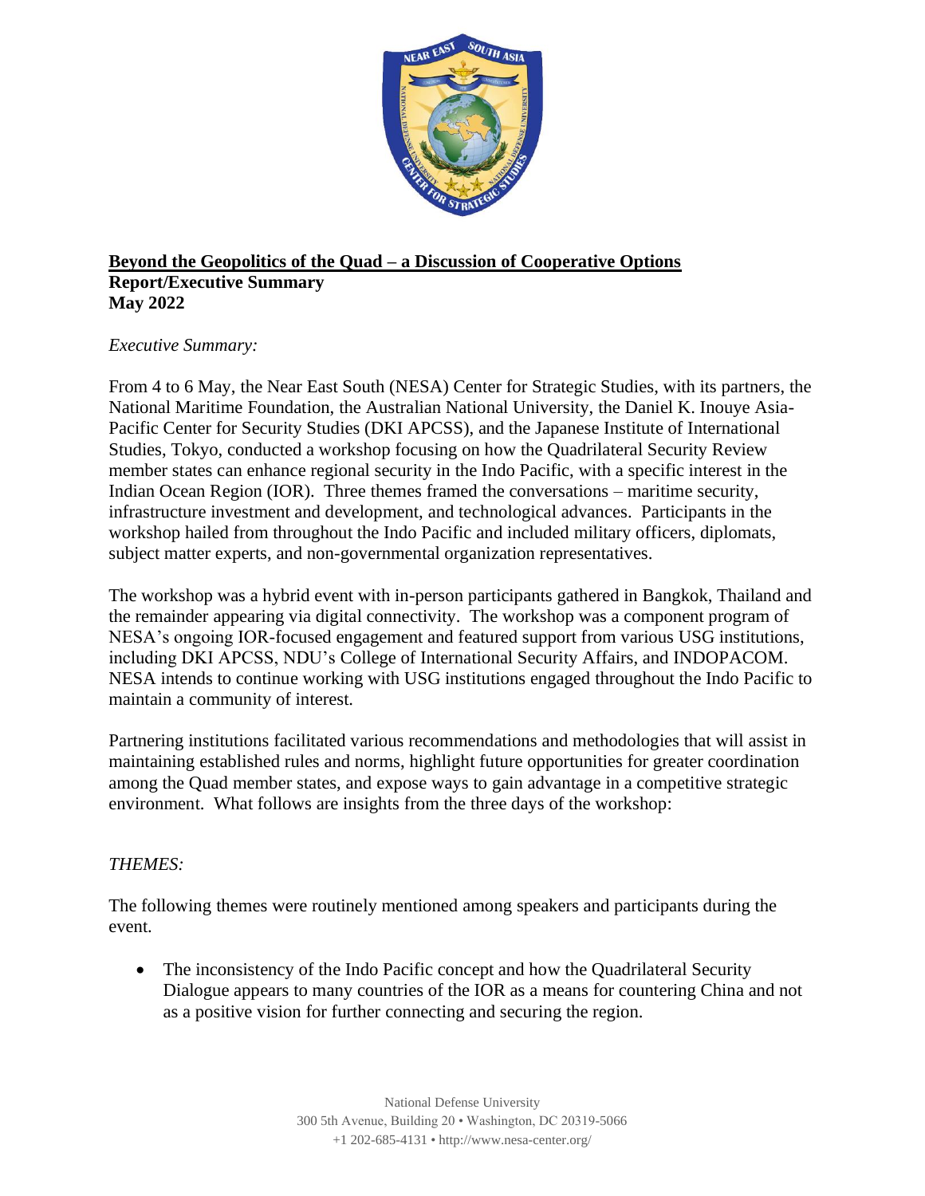**Beyond the Geopolitics of the Quad – a Discussion of Cooperative Options**
**Report/Executive Summary**
**May 2022**

*Executive Summary:*

From 4 to 6 May, the Near East South (NESA) Center for Strategic Studies, with its partners, the National Maritime Foundation, the Australian National University, the Daniel K. Inouye Asia-Pacific Center for Security Studies (DKI APCSS), and the Japanese Institute of International Studies, Tokyo, conducted a workshop focusing on how the Quadrilateral Security Review member states can enhance regional security in the Indo Pacific, with a specific interest in the Indian Ocean Region (IOR). Three themes framed the conversations – maritime security, infrastructure investment and development, and technological advances. Participants in the workshop hailed from throughout the Indo Pacific and included military officers, diplomats, subject matter experts, and non-governmental organization representatives.

The workshop was a hybrid event with in-person participants gathered in Bangkok, Thailand and the remainder appearing via digital connectivity. The workshop was a component program of NESA's ongoing IOR-focused engagement and featured support from various USG institutions, including DKI APCSS, NDU's College of International Security Affairs, and INDOPACOM. NESA intends to continue working with USG institutions engaged throughout the Indo Pacific to maintain a community of interest.

Partnering institutions facilitated various recommendations and methodologies that will assist in maintaining established rules and norms, highlight future opportunities for greater coordination among the Quad member states, and expose ways to gain advantage in a competitive strategic environment. What follows are insights from the three days of the workshop:

*THEMES:*

The following themes were routinely mentioned among speakers and participants during the event.

- The inconsistency of the Indo Pacific concept and how the Quadrilateral Security Dialogue appears to many countries of the IOR as a means for countering China and not as a positive vision for further connecting and securing the region.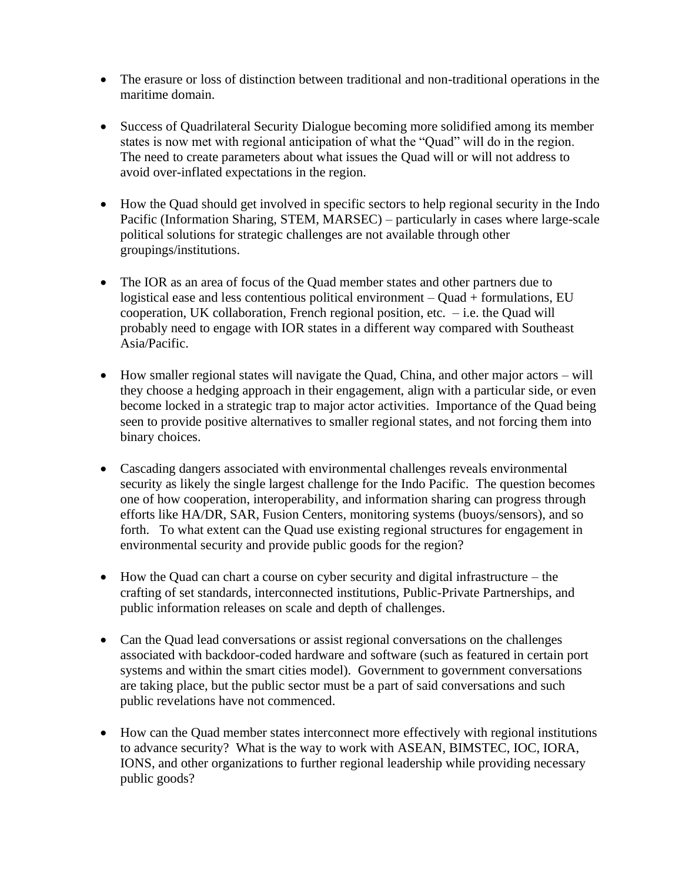- The erasure or loss of distinction between traditional and non-traditional operations in the maritime domain.

- Success of Quadrilateral Security Dialogue becoming more solidified among its member states is now met with regional anticipation of what the "Quad" will do in the region. The need to create parameters about what issues the Quad will or will not address to avoid over-inflated expectations in the region.

- How the Quad should get involved in specific sectors to help regional security in the Indo Pacific (Information Sharing, STEM, MARSEC) – particularly in cases where large-scale political solutions for strategic challenges are not available through other groupings/institutions.

- The IOR as an area of focus of the Quad member states and other partners due to logistical ease and less contentious political environment – Quad + formulations, EU cooperation, UK collaboration, French regional position, etc. – i.e. the Quad will probably need to engage with IOR states in a different way compared with Southeast Asia/Pacific.

- How smaller regional states will navigate the Quad, China, and other major actors – will they choose a hedging approach in their engagement, align with a particular side, or even become locked in a strategic trap to major actor activities. Importance of the Quad being seen to provide positive alternatives to smaller regional states, and not forcing them into binary choices.

- Cascading dangers associated with environmental challenges reveals environmental security as likely the single largest challenge for the Indo Pacific. The question becomes one of how cooperation, interoperability, and information sharing can progress through efforts like HA/DR, SAR, Fusion Centers, monitoring systems (buoys/sensors), and so forth. To what extent can the Quad use existing regional structures for engagement in environmental security and provide public goods for the region?

- How the Quad can chart a course on cyber security and digital infrastructure – the crafting of set standards, interconnected institutions, Public-Private Partnerships, and public information releases on scale and depth of challenges.

- Can the Quad lead conversations or assist regional conversations on the challenges associated with backdoor-coded hardware and software (such as featured in certain port systems and within the smart cities model). Government to government conversations are taking place, but the public sector must be a part of said conversations and such public revelations have not commenced.

- How can the Quad member states interconnect more effectively with regional institutions to advance security? What is the way to work with ASEAN, BIMSTEC, IOC, IORA, IONS, and other organizations to further regional leadership while providing necessary public goods?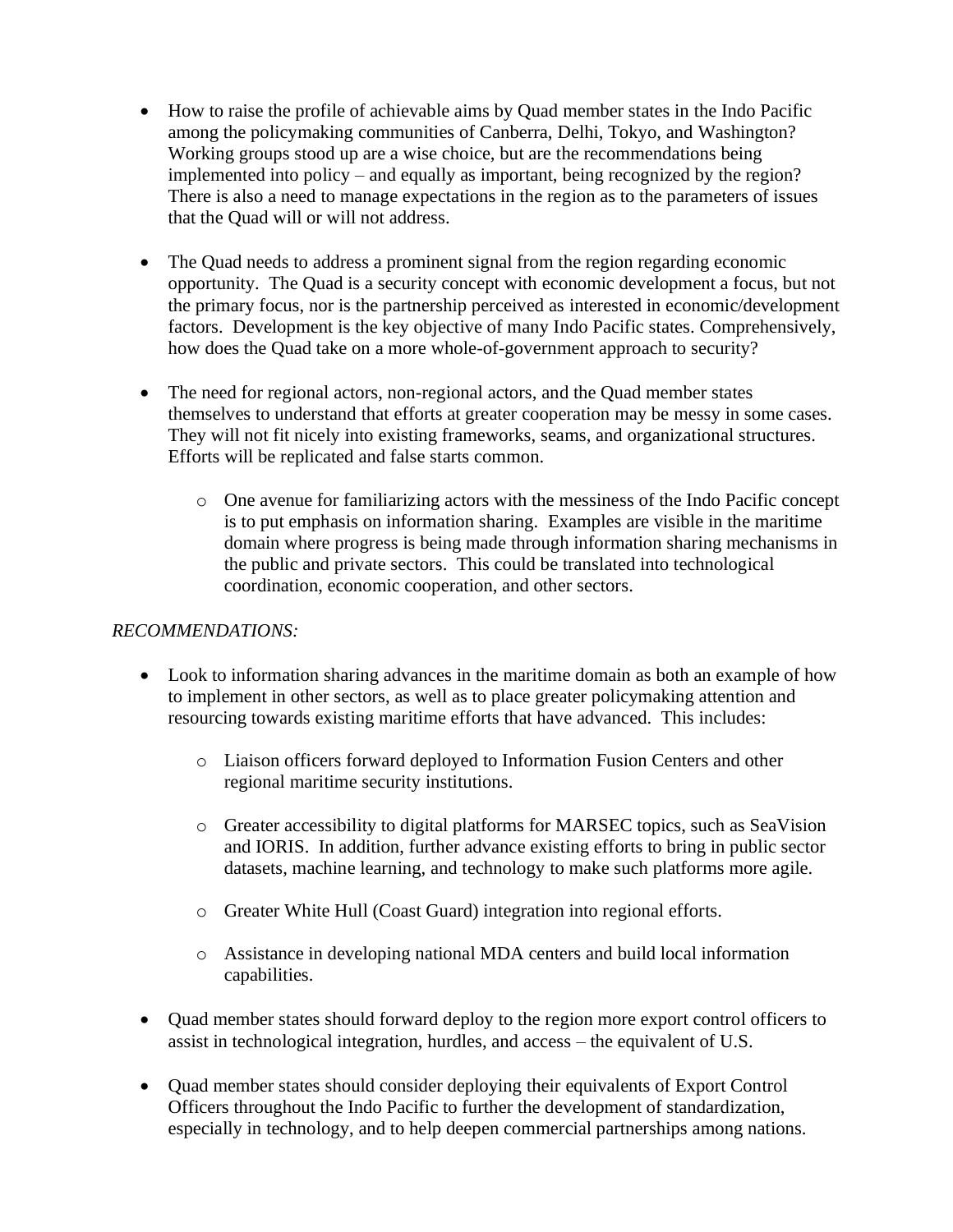- How to raise the profile of achievable aims by Quad member states in the Indo Pacific among the policymaking communities of Canberra, Delhi, Tokyo, and Washington? Working groups stood up are a wise choice, but are the recommendations being implemented into policy – and equally as important, being recognized by the region? There is also a need to manage expectations in the region as to the parameters of issues that the Quad will or will not address.

- The Quad needs to address a prominent signal from the region regarding economic opportunity. The Quad is a security concept with economic development a focus, but not the primary focus, nor is the partnership perceived as interested in economic/development factors. Development is the key objective of many Indo Pacific states. Comprehensively, how does the Quad take on a more whole-of-government approach to security?

- The need for regional actors, non-regional actors, and the Quad member states themselves to understand that efforts at greater cooperation may be messy in some cases. They will not fit nicely into existing frameworks, seams, and organizational structures. Efforts will be replicated and false starts common.
    - One avenue for familiarizing actors with the messiness of the Indo Pacific concept is to put emphasis on information sharing. Examples are visible in the maritime domain where progress is being made through information sharing mechanisms in the public and private sectors. This could be translated into technological coordination, economic cooperation, and other sectors.

*RECOMMENDATIONS:*

- Look to information sharing advances in the maritime domain as both an example of how to implement in other sectors, as well as to place greater policymaking attention and resourcing towards existing maritime efforts that have advanced. This includes:
    - Liaison officers forward deployed to Information Fusion Centers and other regional maritime security institutions.
    - Greater accessibility to digital platforms for MARSEC topics, such as SeaVision and IORIS. In addition, further advance existing efforts to bring in public sector datasets, machine learning, and technology to make such platforms more agile.
    - Greater White Hull (Coast Guard) integration into regional efforts.
    - Assistance in developing national MDA centers and build local information capabilities.

- Quad member states should forward deploy to the region more export control officers to assist in technological integration, hurdles, and access – the equivalent of U.S.

- Quad member states should consider deploying their equivalents of Export Control Officers throughout the Indo Pacific to further the development of standardization, especially in technology, and to help deepen commercial partnerships among nations.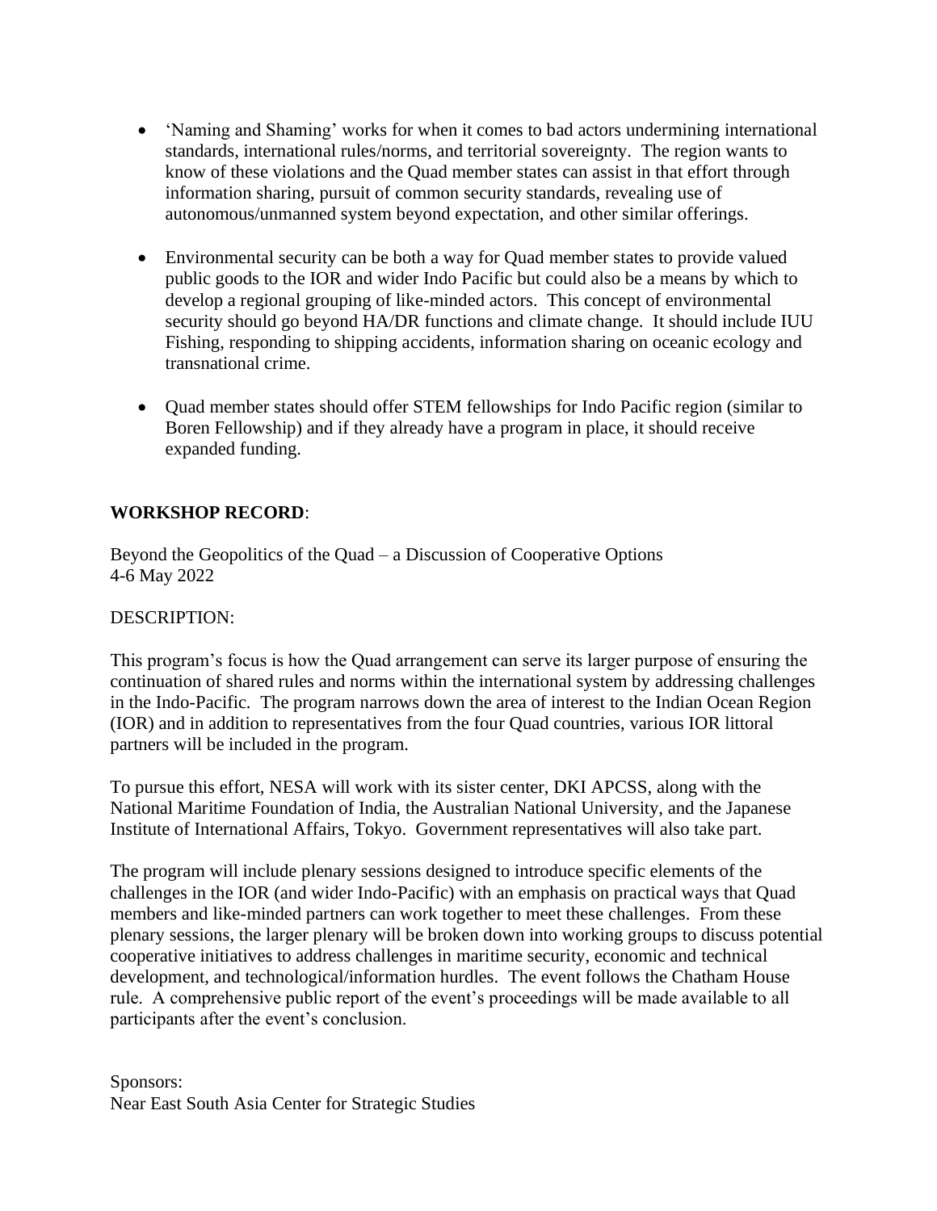- 'Naming and Shaming' works for when it comes to bad actors undermining international standards, international rules/norms, and territorial sovereignty. The region wants to know of these violations and the Quad member states can assist in that effort through information sharing, pursuit of common security standards, revealing use of autonomous/unmanned system beyond expectation, and other similar offerings.

- Environmental security can be both a way for Quad member states to provide valued public goods to the IOR and wider Indo Pacific but could also be a means by which to develop a regional grouping of like-minded actors. This concept of environmental security should go beyond HA/DR functions and climate change. It should include IUU Fishing, responding to shipping accidents, information sharing on oceanic ecology and transnational crime.

- Quad member states should offer STEM fellowships for Indo Pacific region (similar to Boren Fellowship) and if they already have a program in place, it should receive expanded funding.

**WORKSHOP RECORD**:

Beyond the Geopolitics of the Quad – a Discussion of Cooperative Options
4-6 May 2022

DESCRIPTION:

This program's focus is how the Quad arrangement can serve its larger purpose of ensuring the continuation of shared rules and norms within the international system by addressing challenges in the Indo-Pacific. The program narrows down the area of interest to the Indian Ocean Region (IOR) and in addition to representatives from the four Quad countries, various IOR littoral partners will be included in the program.

To pursue this effort, NESA will work with its sister center, DKI APCSS, along with the National Maritime Foundation of India, the Australian National University, and the Japanese Institute of International Affairs, Tokyo. Government representatives will also take part.

The program will include plenary sessions designed to introduce specific elements of the challenges in the IOR (and wider Indo-Pacific) with an emphasis on practical ways that Quad members and like-minded partners can work together to meet these challenges. From these plenary sessions, the larger plenary will be broken down into working groups to discuss potential cooperative initiatives to address challenges in maritime security, economic and technical development, and technological/information hurdles. The event follows the Chatham House rule. A comprehensive public report of the event's proceedings will be made available to all participants after the event's conclusion.

Sponsors:
Near East South Asia Center for Strategic Studies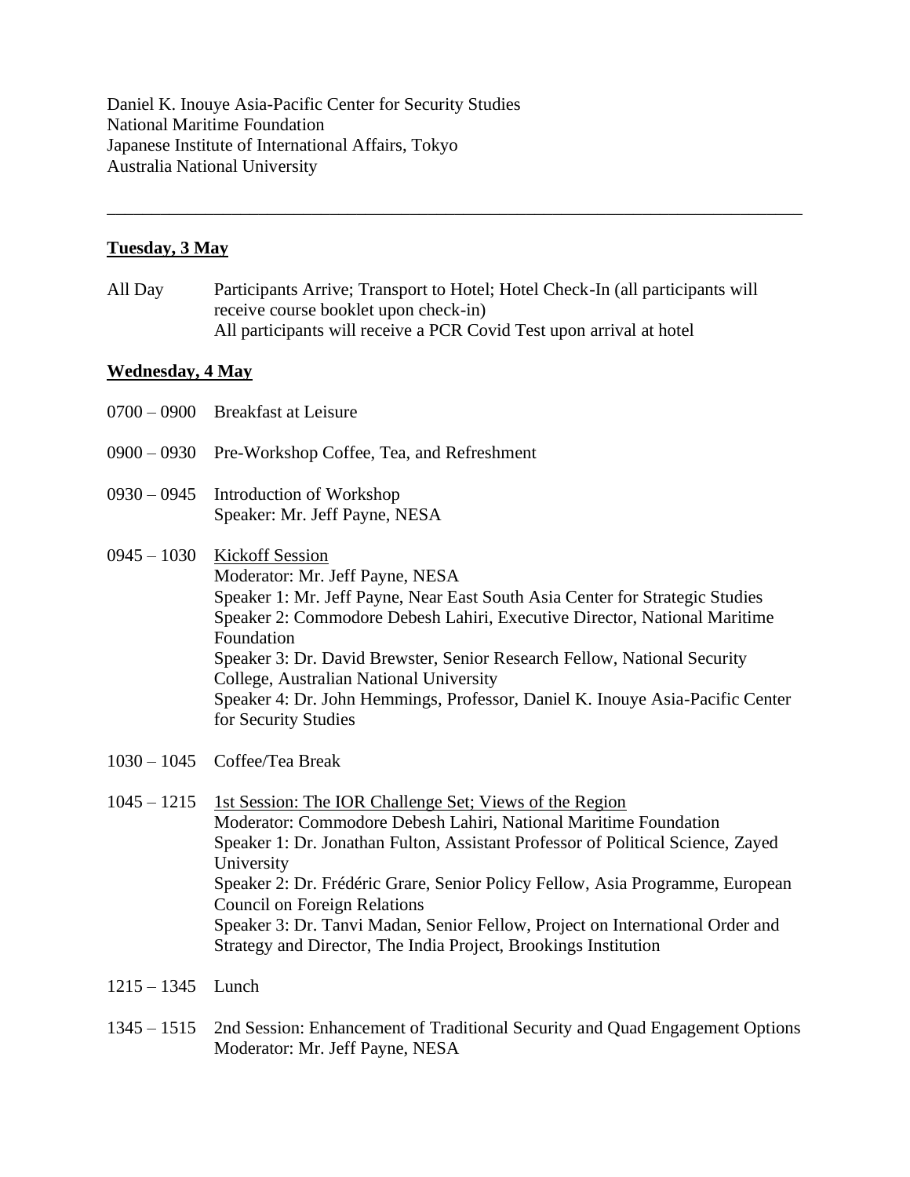Daniel K. Inouye Asia-Pacific Center for Security Studies
National Maritime Foundation
Japanese Institute of International Affairs, Tokyo
Australia National University

---

**Tuesday, 3 May**

All Day — Participants Arrive; Transport to Hotel; Hotel Check-In (all participants will receive course booklet upon check-in)
All participants will receive a PCR Covid Test upon arrival at hotel

**Wednesday, 4 May**

0700 – 0900 Breakfast at Leisure

0900 – 0930 Pre-Workshop Coffee, Tea, and Refreshment

0930 – 0945 Introduction of Workshop
Speaker: Mr. Jeff Payne, NESA

0945 – 1030 Kickoff Session
Moderator: Mr. Jeff Payne, NESA
Speaker 1: Mr. Jeff Payne, Near East South Asia Center for Strategic Studies
Speaker 2: Commodore Debesh Lahiri, Executive Director, National Maritime Foundation
Speaker 3: Dr. David Brewster, Senior Research Fellow, National Security College, Australian National University
Speaker 4: Dr. John Hemmings, Professor, Daniel K. Inouye Asia-Pacific Center for Security Studies

1030 – 1045 Coffee/Tea Break

1045 – 1215 1st Session: The IOR Challenge Set; Views of the Region
Moderator: Commodore Debesh Lahiri, National Maritime Foundation
Speaker 1: Dr. Jonathan Fulton, Assistant Professor of Political Science, Zayed University
Speaker 2: Dr. Frédéric Grare, Senior Policy Fellow, Asia Programme, European Council on Foreign Relations
Speaker 3: Dr. Tanvi Madan, Senior Fellow, Project on International Order and Strategy and Director, The India Project, Brookings Institution

1215 – 1345 Lunch

1345 – 1515 2nd Session: Enhancement of Traditional Security and Quad Engagement Options
Moderator: Mr. Jeff Payne, NESA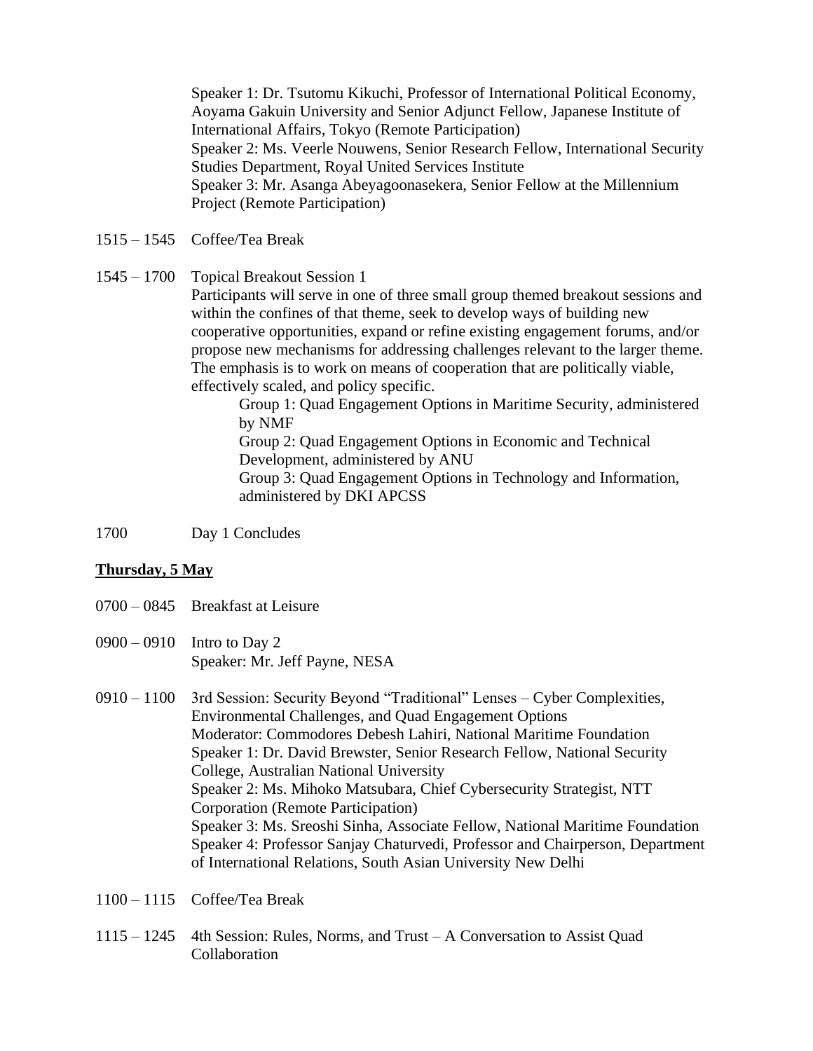Speaker 1: Dr. Tsutomu Kikuchi, Professor of International Political Economy, Aoyama Gakuin University and Senior Adjunct Fellow, Japanese Institute of International Affairs, Tokyo (Remote Participation)
Speaker 2: Ms. Veerle Nouwens, Senior Research Fellow, International Security Studies Department, Royal United Services Institute
Speaker 3: Mr. Asanga Abeyagoonasekera, Senior Fellow at the Millennium Project (Remote Participation)

1515 – 1545 Coffee/Tea Break

1545 – 1700 Topical Breakout Session 1
Participants will serve in one of three small group themed breakout sessions and within the confines of that theme, seek to develop ways of building new cooperative opportunities, expand or refine existing engagement forums, and/or propose new mechanisms for addressing challenges relevant to the larger theme. The emphasis is to work on means of cooperation that are politically viable, effectively scaled, and policy specific.

- Group 1: Quad Engagement Options in Maritime Security, administered by NMF
- Group 2: Quad Engagement Options in Economic and Technical Development, administered by ANU
- Group 3: Quad Engagement Options in Technology and Information, administered by DKI APCSS

1700 Day 1 Concludes

**Thursday, 5 May**

0700 – 0845 Breakfast at Leisure

0900 – 0910 Intro to Day 2
Speaker: Mr. Jeff Payne, NESA

0910 – 1100 3rd Session: Security Beyond "Traditional" Lenses – Cyber Complexities, Environmental Challenges, and Quad Engagement Options
Moderator: Commodores Debesh Lahiri, National Maritime Foundation
Speaker 1: Dr. David Brewster, Senior Research Fellow, National Security College, Australian National University
Speaker 2: Ms. Mihoko Matsubara, Chief Cybersecurity Strategist, NTT Corporation (Remote Participation)
Speaker 3: Ms. Sreoshi Sinha, Associate Fellow, National Maritime Foundation
Speaker 4: Professor Sanjay Chaturvedi, Professor and Chairperson, Department of International Relations, South Asian University New Delhi

1100 – 1115 Coffee/Tea Break

1115 – 1245 4th Session: Rules, Norms, and Trust – A Conversation to Assist Quad Collaboration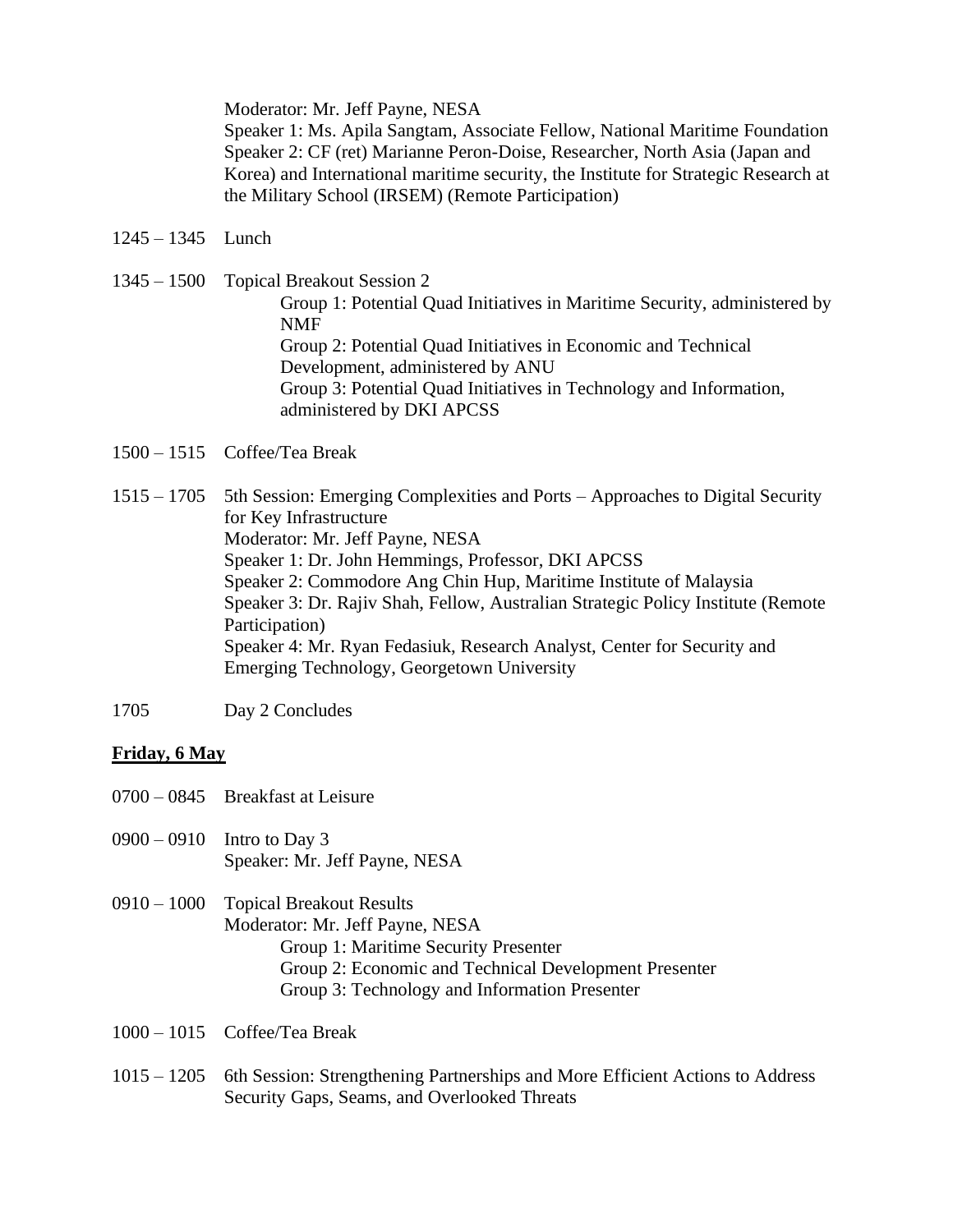Moderator: Mr. Jeff Payne, NESA
Speaker 1: Ms. Apila Sangtam, Associate Fellow, National Maritime Foundation
Speaker 2: CF (ret) Marianne Peron-Doise, Researcher, North Asia (Japan and Korea) and International maritime security, the Institute for Strategic Research at the Military School (IRSEM) (Remote Participation)

1245 – 1345 Lunch

1345 – 1500 Topical Breakout Session 2
- Group 1: Potential Quad Initiatives in Maritime Security, administered by NMF
- Group 2: Potential Quad Initiatives in Economic and Technical Development, administered by ANU
- Group 3: Potential Quad Initiatives in Technology and Information, administered by DKI APCSS

1500 – 1515 Coffee/Tea Break

1515 – 1705 5th Session: Emerging Complexities and Ports – Approaches to Digital Security for Key Infrastructure
Moderator: Mr. Jeff Payne, NESA
Speaker 1: Dr. John Hemmings, Professor, DKI APCSS
Speaker 2: Commodore Ang Chin Hup, Maritime Institute of Malaysia
Speaker 3: Dr. Rajiv Shah, Fellow, Australian Strategic Policy Institute (Remote Participation)
Speaker 4: Mr. Ryan Fedasiuk, Research Analyst, Center for Security and Emerging Technology, Georgetown University

1705 Day 2 Concludes

**Friday, 6 May**

0700 – 0845 Breakfast at Leisure

0900 – 0910 Intro to Day 3
Speaker: Mr. Jeff Payne, NESA

0910 – 1000 Topical Breakout Results
Moderator: Mr. Jeff Payne, NESA
- Group 1: Maritime Security Presenter
- Group 2: Economic and Technical Development Presenter
- Group 3: Technology and Information Presenter

1000 – 1015 Coffee/Tea Break

1015 – 1205 6th Session: Strengthening Partnerships and More Efficient Actions to Address Security Gaps, Seams, and Overlooked Threats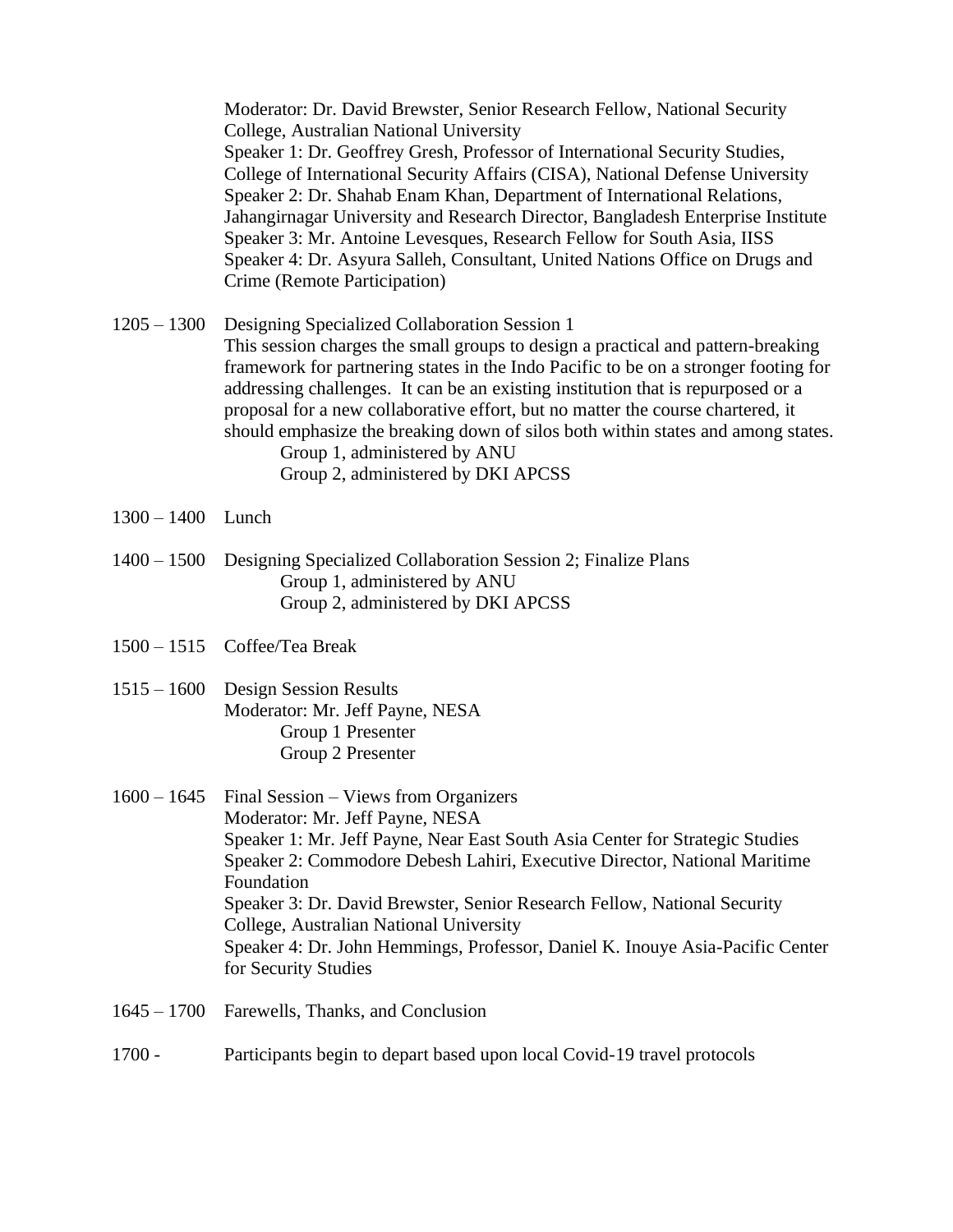Moderator: Dr. David Brewster, Senior Research Fellow, National Security College, Australian National University
Speaker 1: Dr. Geoffrey Gresh, Professor of International Security Studies, College of International Security Affairs (CISA), National Defense University
Speaker 2: Dr. Shahab Enam Khan, Department of International Relations, Jahangirnagar University and Research Director, Bangladesh Enterprise Institute
Speaker 3: Mr. Antoine Levesques, Research Fellow for South Asia, IISS
Speaker 4: Dr. Asyura Salleh, Consultant, United Nations Office on Drugs and Crime (Remote Participation)

1205 – 1300 Designing Specialized Collaboration Session 1
This session charges the small groups to design a practical and pattern-breaking framework for partnering states in the Indo Pacific to be on a stronger footing for addressing challenges. It can be an existing institution that is repurposed or a proposal for a new collaborative effort, but no matter the course chartered, it should emphasize the breaking down of silos both within states and among states.
Group 1, administered by ANU
Group 2, administered by DKI APCSS

1300 – 1400 Lunch

1400 – 1500 Designing Specialized Collaboration Session 2; Finalize Plans
Group 1, administered by ANU
Group 2, administered by DKI APCSS

1500 – 1515 Coffee/Tea Break

1515 – 1600 Design Session Results
Moderator: Mr. Jeff Payne, NESA
Group 1 Presenter
Group 2 Presenter

1600 – 1645 Final Session – Views from Organizers
Moderator: Mr. Jeff Payne, NESA
Speaker 1: Mr. Jeff Payne, Near East South Asia Center for Strategic Studies
Speaker 2: Commodore Debesh Lahiri, Executive Director, National Maritime Foundation
Speaker 3: Dr. David Brewster, Senior Research Fellow, National Security College, Australian National University
Speaker 4: Dr. John Hemmings, Professor, Daniel K. Inouye Asia-Pacific Center for Security Studies

1645 – 1700 Farewells, Thanks, and Conclusion

1700 - Participants begin to depart based upon local Covid-19 travel protocols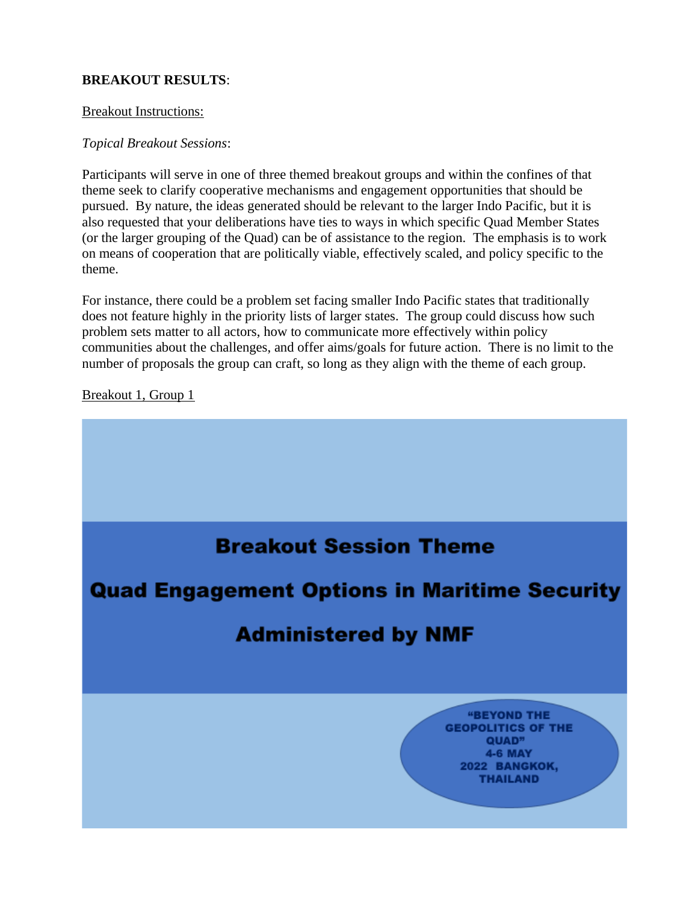**BREAKOUT RESULTS**:

Breakout Instructions:

*Topical Breakout Sessions*:

Participants will serve in one of three themed breakout groups and within the confines of that theme seek to clarify cooperative mechanisms and engagement opportunities that should be pursued. By nature, the ideas generated should be relevant to the larger Indo Pacific, but it is also requested that your deliberations have ties to ways in which specific Quad Member States (or the larger grouping of the Quad) can be of assistance to the region. The emphasis is to work on means of cooperation that are politically viable, effectively scaled, and policy specific to the theme.

For instance, there could be a problem set facing smaller Indo Pacific states that traditionally does not feature highly in the priority lists of larger states. The group could discuss how such problem sets matter to all actors, how to communicate more effectively within policy communities about the challenges, and offer aims/goals for future action. There is no limit to the number of proposals the group can craft, so long as they align with the theme of each group.

Breakout 1, Group 1

**Breakout Session Theme**

**Quad Engagement Options in Maritime Security**

**Administered by NMF**

**"BEYOND THE GEOPOLITICS OF THE QUAD" 4-6 MAY 2022 BANGKOK, THAILAND**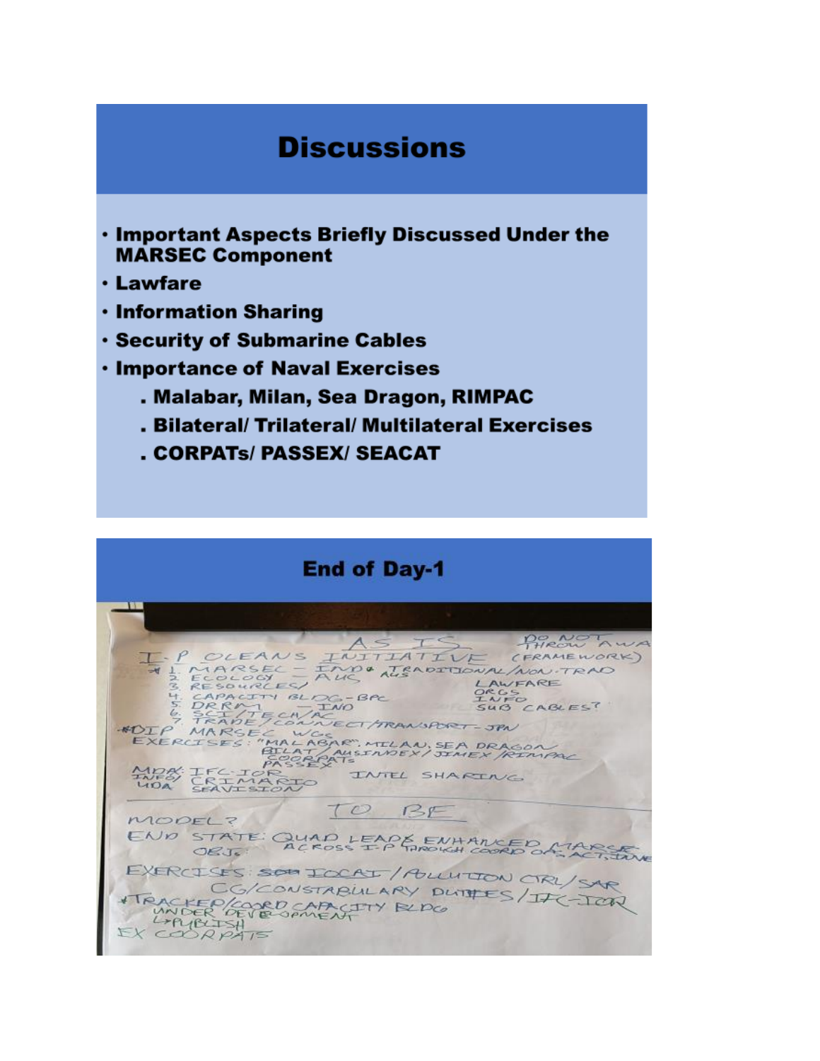## Discussions

- Important Aspects Briefly Discussed Under the MARSEC Component
- Lawfare
- Information Sharing
- Security of Submarine Cables
- Importance of Naval Exercises
  - Malabar, Milan, Sea Dragon, RIMPAC
  - Bilateral/ Trilateral/ Multilateral Exercises
  - CORPATs/ PASSEX/ SEACAT

## End of Day-1

AS IS

DO NOT THROW AWAY

I-P OCEANS INITIATIVE (FRAMEWORK)

1. MARSEC – IND & AUS TRADITIONAL/NON-TRAD
2. ECOLOGY – AUS
3. RESOURCES/
4. CAPACITY BLDG – BPC
5. DRRM – IND
6. SCI/TECH/AC
7. TRADE/CONNECT/TRANSPORT – JPN

LAWFARE
ORGS
INFO
SUB CABLES?

IOIP MARSEC WGs

EXERCISES: "MALABAR", MILAN, SEA DRAGON
BILAT/AUSINDEX/JIMEX/RIMPAC
COORPATs
PASSEX

MDA: IFC-IOR
INFO/ CRIMARIO
UDA SEAVISION

INTEL SHARING

TO BE

MODEL?

END STATE: QUAD LEADS ENHANCED MARSEC ACROSS I-P THROUGH COORD OPS, ACT, TIME
OBJ:

EXERCISES: SEACAT/POLLUTION CTRL/SAR
CG/CONSTABULARY DUTIES/IFC-IOR

TRACKER/COORD CAPACITY BLDG
UNDER DEVELOPMENT
→ PUBLISH

EX COORPATS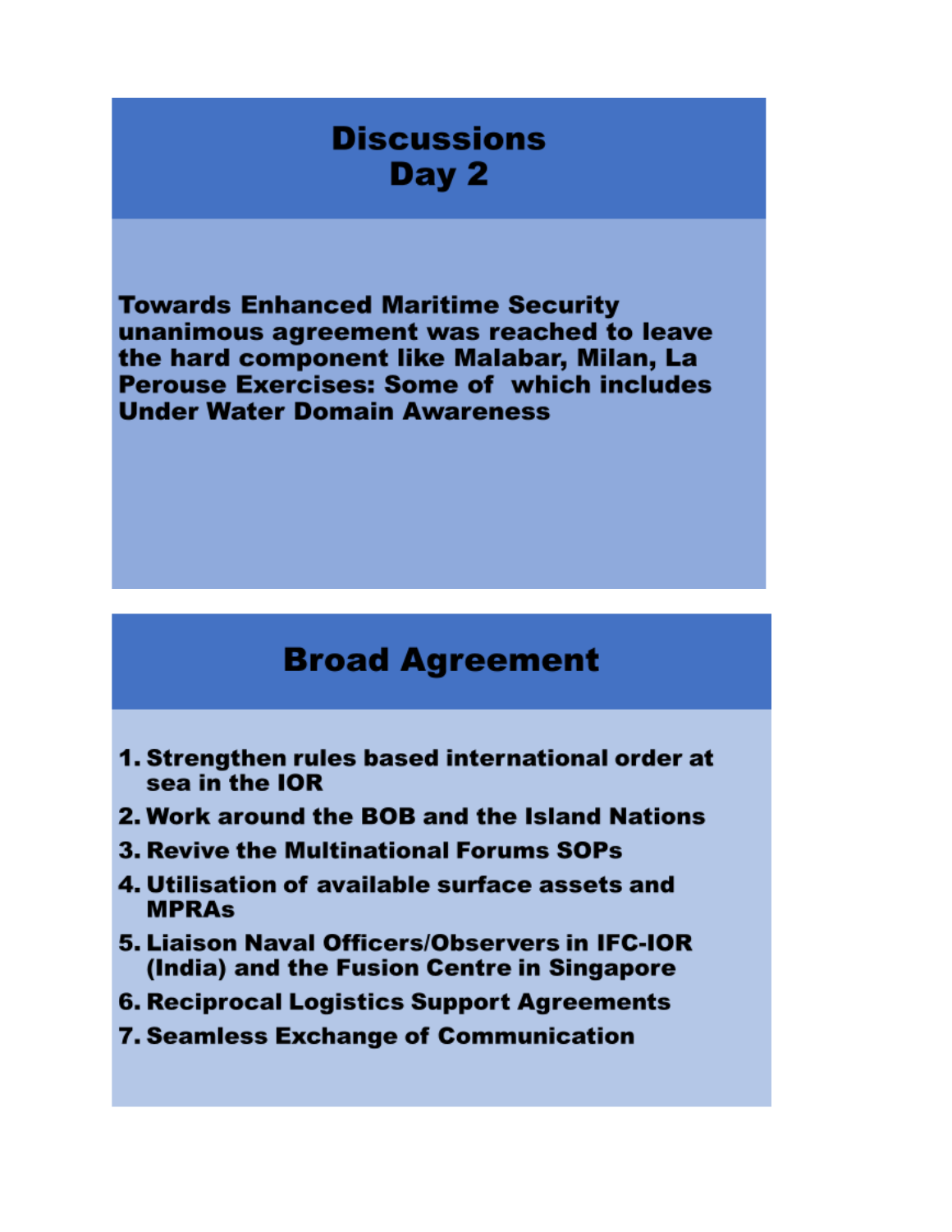# Discussions
## Day 2

**Towards Enhanced Maritime Security unanimous agreement was reached to leave the hard component like Malabar, Milan, La Perouse Exercises: Some of which includes Under Water Domain Awareness**

# Broad Agreement

1. **Strengthen rules based international order at sea in the IOR**
2. **Work around the BOB and the Island Nations**
3. **Revive the Multinational Forums SOPs**
4. **Utilisation of available surface assets and MPRAs**
5. **Liaison Naval Officers/Observers in IFC-IOR (India) and the Fusion Centre in Singapore**
6. **Reciprocal Logistics Support Agreements**
7. **Seamless Exchange of Communication**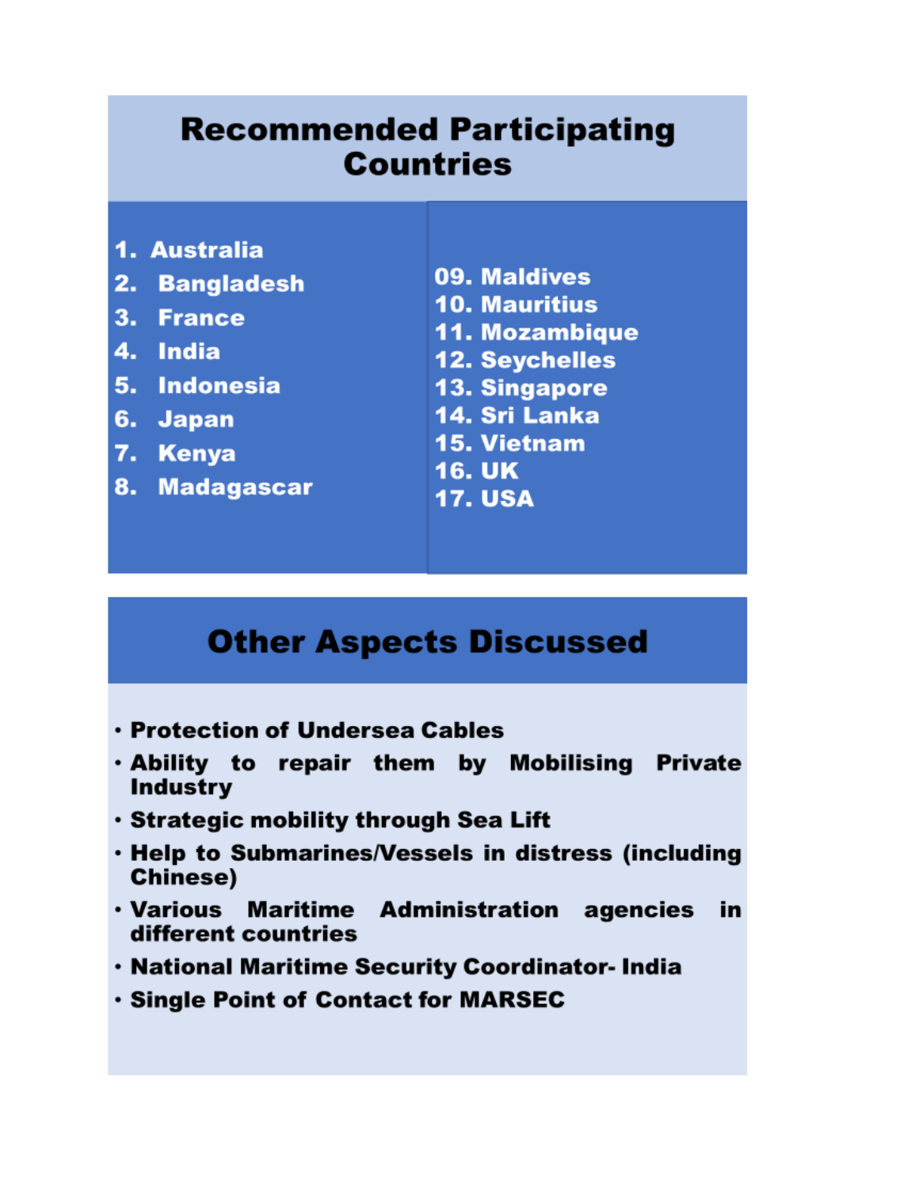## Recommended Participating Countries

1. Australia
2. Bangladesh
3. France
4. India
5. Indonesia
6. Japan
7. Kenya
8. Madagascar
09. Maldives
10. Mauritius
11. Mozambique
12. Seychelles
13. Singapore
14. Sri Lanka
15. Vietnam
16. UK
17. USA

## Other Aspects Discussed

- Protection of Undersea Cables
- Ability to repair them by Mobilising Private Industry
- Strategic mobility through Sea Lift
- Help to Submarines/Vessels in distress (including Chinese)
- Various Maritime Administration agencies in different countries
- National Maritime Security Coordinator- India
- Single Point of Contact for MARSEC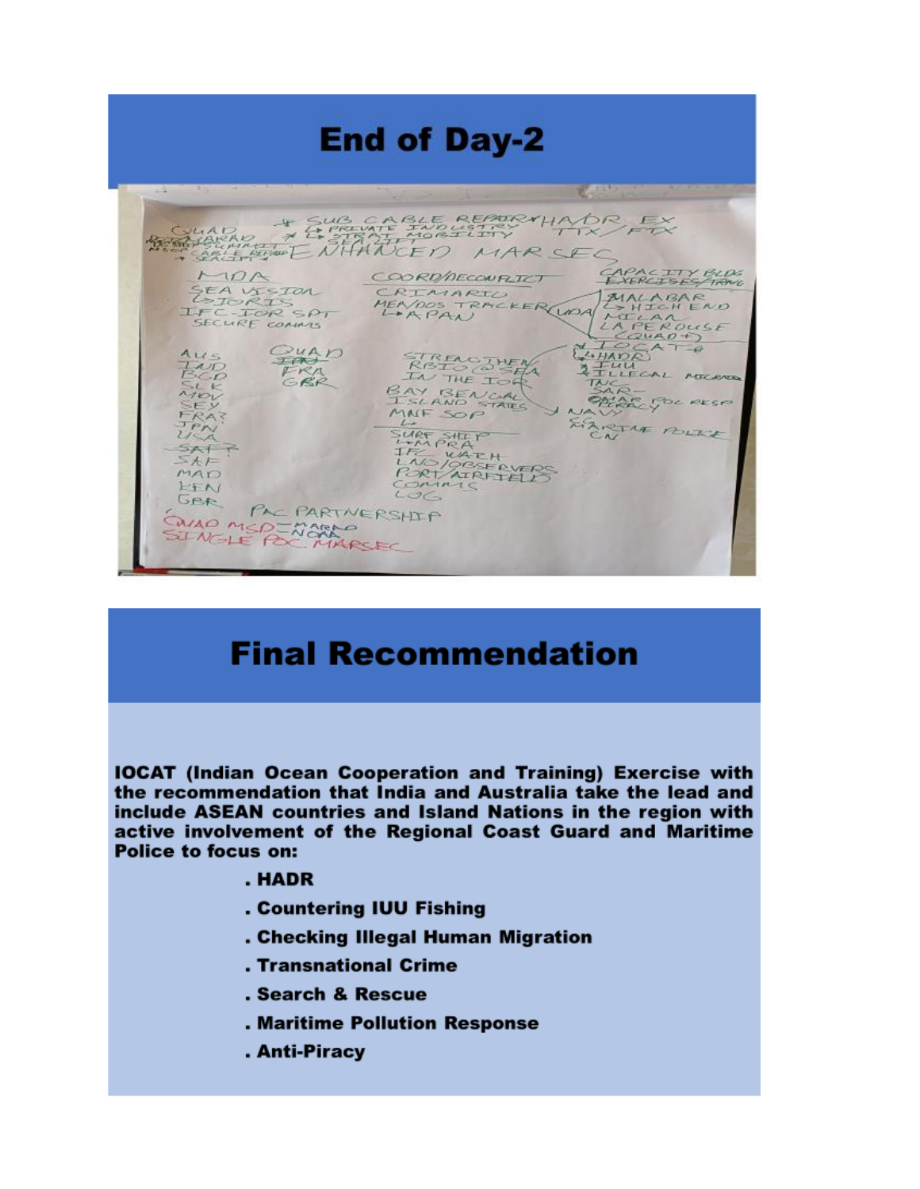# End of Day-2

QUAD
ENHANCED MARSEC

* SUB CABLE REPAIR
  - PRIVATE INDUSTRY
* STRAT MOBILITY
  - SEA LIFT

HA/DR EX
TTX/FTX

MDA
SEA VISION
- IORIS
IFC-IOR SPT
SECURE COMMS

COORD/DECONFLICT
CRIMARIO
MEA/DOS TRACKER
- APAN

CAPACITY BLDG
EXERCISES/TRNG
MALABAR
- HIGH END
MILAN
LA PEROUSE
(QUAD+)

IOCAT
- HADR
IUU
ILLEGAL MIGRATION
TNC
SAR
MAR POL RESP
PIRACY
NAVY
CG
MARITIME POLICE
CN

AUS
IND
BGD
SLK
MDV
SEY
FRA?
JPN
USA
SAF
MAD
KEN
GBR

QUAD
FRA
GBR

STRENGTHEN RBIO @ SEA IN THE IOR
BAY BENGAL ISLAND STATES
MNF SOP

SURF SHIP
- MPRA
IFC WATCH
LNO/OBSERVERS
PORT/AIRFIELDS
COMMS
LOG

PAC PARTNERSHIP

QUAD MSD - MARAD / NOAA
SINGLE POC MARSEC

# Final Recommendation

**IOCAT (Indian Ocean Cooperation and Training) Exercise with the recommendation that India and Australia take the lead and include ASEAN countries and Island Nations in the region with active involvement of the Regional Coast Guard and Maritime Police to focus on:**

- **HADR**
- **Countering IUU Fishing**
- **Checking Illegal Human Migration**
- **Transnational Crime**
- **Search & Rescue**
- **Maritime Pollution Response**
- **Anti-Piracy**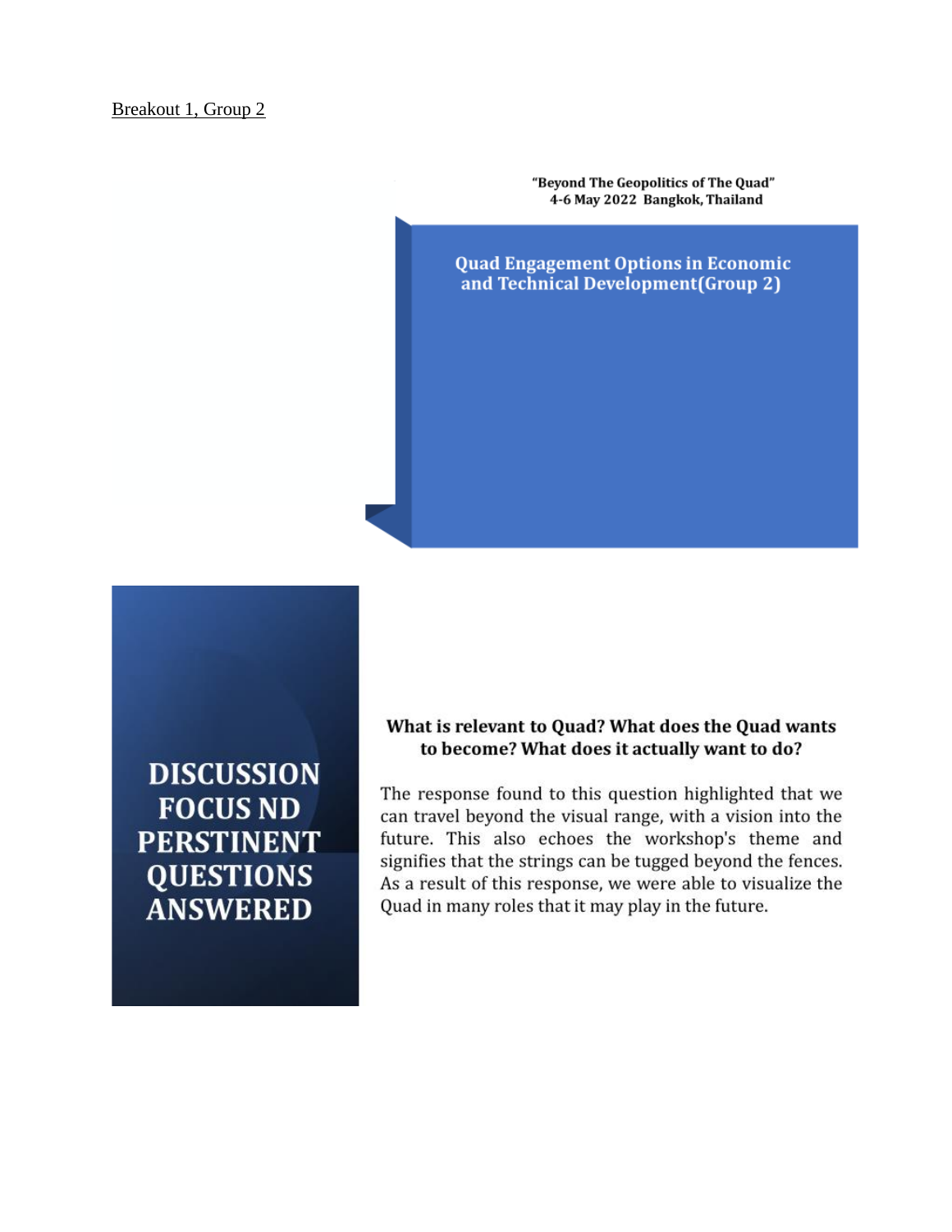Breakout 1, Group 2

"Beyond The Geopolitics of The Quad"
4-6 May 2022 Bangkok, Thailand

## Quad Engagement Options in Economic and Technical Development(Group 2)

## DISCUSSION FOCUS ND PERSTINENT QUESTIONS ANSWERED

### What is relevant to Quad? What does the Quad wants to become? What does it actually want to do?

The response found to this question highlighted that we can travel beyond the visual range, with a vision into the future. This also echoes the workshop's theme and signifies that the strings can be tugged beyond the fences. As a result of this response, we were able to visualize the Quad in many roles that it may play in the future.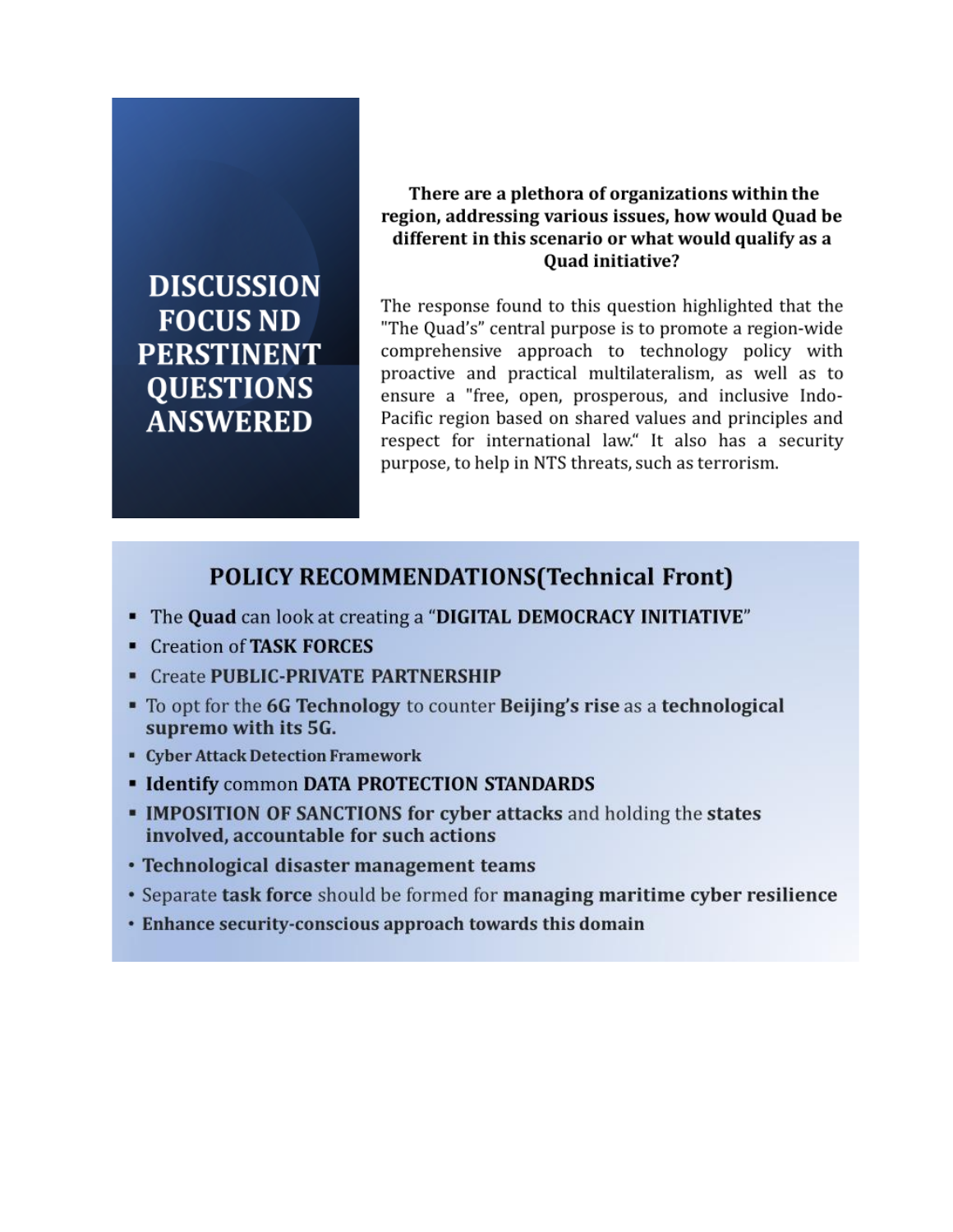# DISCUSSION FOCUS ND PERSTINENT QUESTIONS ANSWERED

**There are a plethora of organizations within the region, addressing various issues, how would Quad be different in this scenario or what would qualify as a Quad initiative?**

The response found to this question highlighted that the "The Quad's" central purpose is to promote a region-wide comprehensive approach to technology policy with proactive and practical multilateralism, as well as to ensure a "free, open, prosperous, and inclusive Indo-Pacific region based on shared values and principles and respect for international law." It also has a security purpose, to help in NTS threats, such as terrorism.

## POLICY RECOMMENDATIONS(Technical Front)

- The **Quad** can look at creating a "**DIGITAL DEMOCRACY INITIATIVE**"
- Creation of **TASK FORCES**
- Create **PUBLIC-PRIVATE PARTNERSHIP**
- To opt for the **6G Technology** to counter **Beijing's rise** as a **technological supremo with its 5G.**
- **Cyber Attack Detection Framework**
- **Identify** common **DATA PROTECTION STANDARDS**
- **IMPOSITION OF SANCTIONS for cyber attacks** and holding the **states involved, accountable for such actions**
- **Technological disaster management teams**
- Separate **task force** should be formed for **managing maritime cyber resilience**
- **Enhance security-conscious approach towards this domain**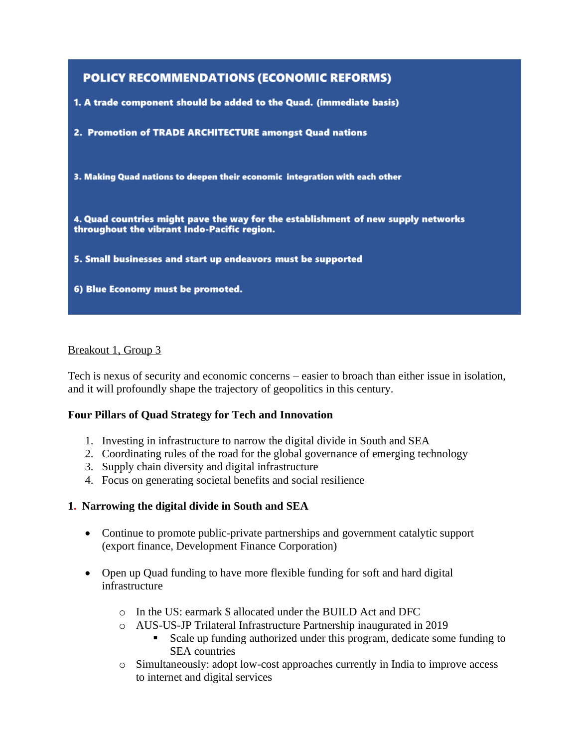## POLICY RECOMMENDATIONS (ECONOMIC REFORMS)

**1. A trade component should be added to the Quad. (immediate basis)**

**2. Promotion of TRADE ARCHITECTURE amongst Quad nations**

**3. Making Quad nations to deepen their economic integration with each other**

**4. Quad countries might pave the way for the establishment of new supply networks throughout the vibrant Indo-Pacific region.**

**5. Small businesses and start up endeavors must be supported**

**6) Blue Economy must be promoted.**

<u>Breakout 1, Group 3</u>

Tech is nexus of security and economic concerns – easier to broach than either issue in isolation, and it will profoundly shape the trajectory of geopolitics in this century.

**Four Pillars of Quad Strategy for Tech and Innovation**

1. Investing in infrastructure to narrow the digital divide in South and SEA
2. Coordinating rules of the road for the global governance of emerging technology
3. Supply chain diversity and digital infrastructure
4. Focus on generating societal benefits and social resilience

**1. Narrowing the digital divide in South and SEA**

- Continue to promote public-private partnerships and government catalytic support (export finance, Development Finance Corporation)

- Open up Quad funding to have more flexible funding for soft and hard digital infrastructure
  - In the US: earmark $ allocated under the BUILD Act and DFC
  - AUS-US-JP Trilateral Infrastructure Partnership inaugurated in 2019
    - Scale up funding authorized under this program, dedicate some funding to SEA countries
  - Simultaneously: adopt low-cost approaches currently in India to improve access to internet and digital services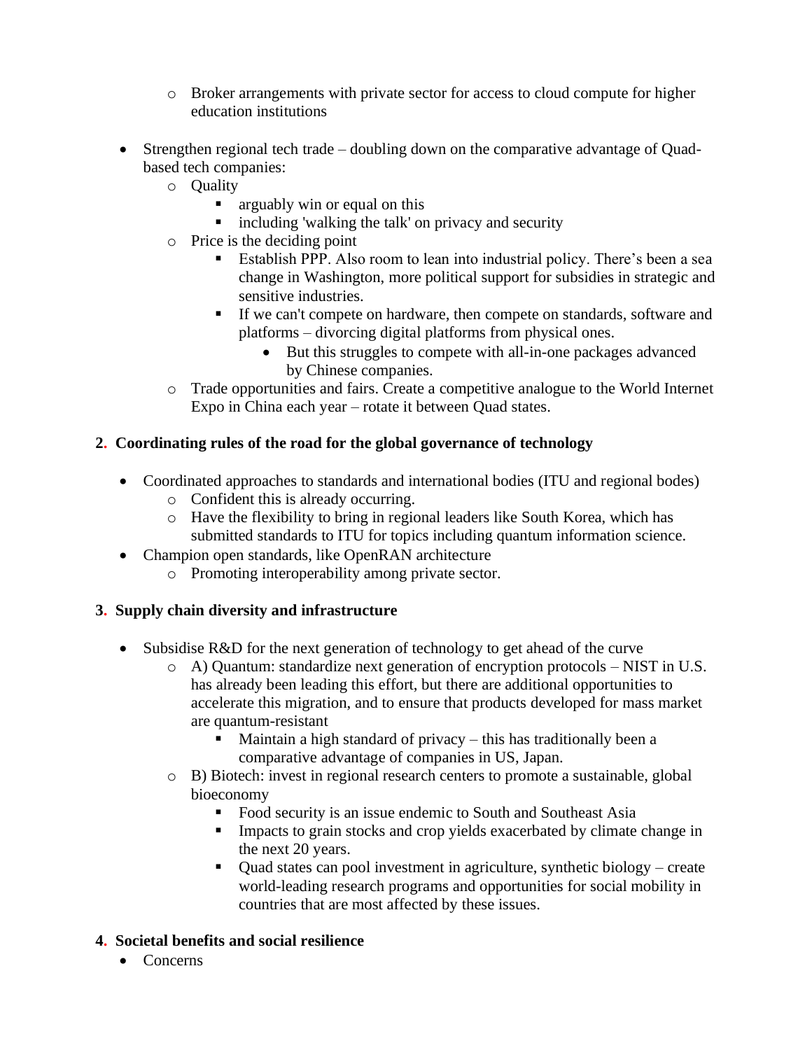- Broker arrangements with private sector for access to cloud compute for higher education institutions

- Strengthen regional tech trade – doubling down on the comparative advantage of Quad-based tech companies:
   - Quality
      - arguably win or equal on this
      - including 'walking the talk' on privacy and security
   - Price is the deciding point
      - Establish PPP. Also room to lean into industrial policy. There's been a sea change in Washington, more political support for subsidies in strategic and sensitive industries.
      - If we can't compete on hardware, then compete on standards, software and platforms – divorcing digital platforms from physical ones.
         - But this struggles to compete with all-in-one packages advanced by Chinese companies.
   - Trade opportunities and fairs. Create a competitive analogue to the World Internet Expo in China each year – rotate it between Quad states.

**2. Coordinating rules of the road for the global governance of technology**

- Coordinated approaches to standards and international bodies (ITU and regional bodes)
   - Confident this is already occurring.
   - Have the flexibility to bring in regional leaders like South Korea, which has submitted standards to ITU for topics including quantum information science.
- Champion open standards, like OpenRAN architecture
   - Promoting interoperability among private sector.

**3. Supply chain diversity and infrastructure**

- Subsidise R&D for the next generation of technology to get ahead of the curve
   - A) Quantum: standardize next generation of encryption protocols – NIST in U.S. has already been leading this effort, but there are additional opportunities to accelerate this migration, and to ensure that products developed for mass market are quantum-resistant
      - Maintain a high standard of privacy – this has traditionally been a comparative advantage of companies in US, Japan.
   - B) Biotech: invest in regional research centers to promote a sustainable, global bioeconomy
      - Food security is an issue endemic to South and Southeast Asia
      - Impacts to grain stocks and crop yields exacerbated by climate change in the next 20 years.
      - Quad states can pool investment in agriculture, synthetic biology – create world-leading research programs and opportunities for social mobility in countries that are most affected by these issues.

**4. Societal benefits and social resilience**

- Concerns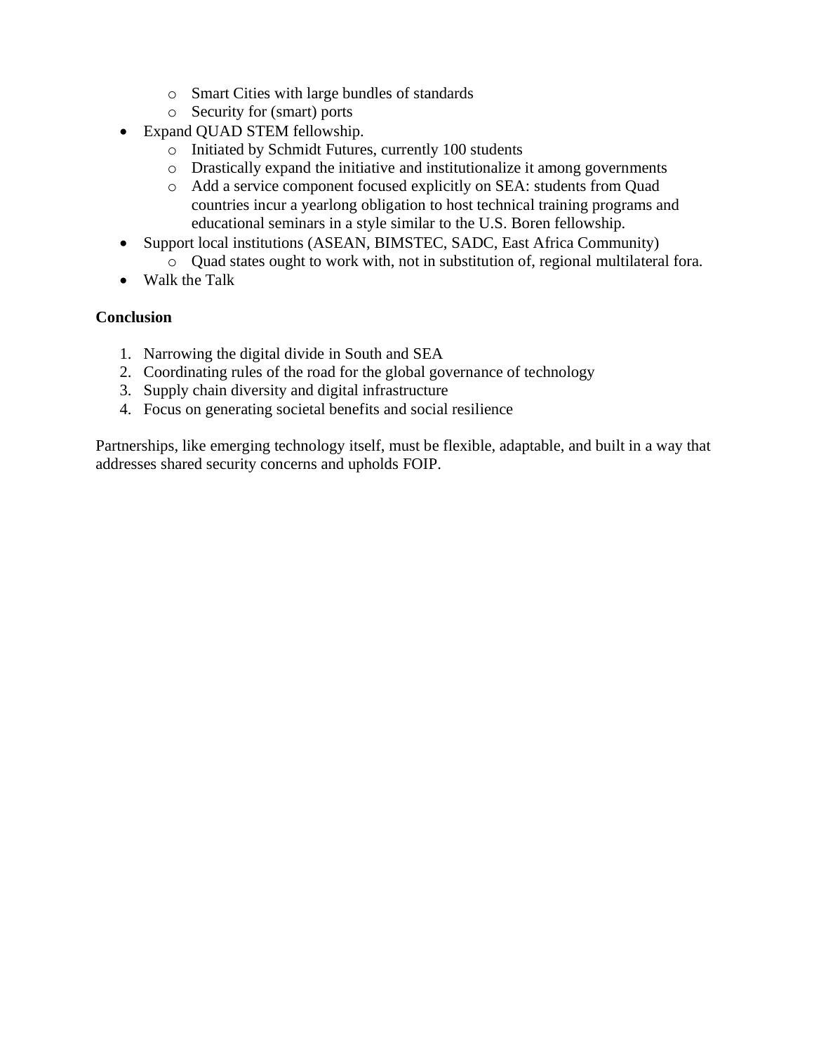- Smart Cities with large bundles of standards
    - Security for (smart) ports
- Expand QUAD STEM fellowship.
    - Initiated by Schmidt Futures, currently 100 students
    - Drastically expand the initiative and institutionalize it among governments
    - Add a service component focused explicitly on SEA: students from Quad countries incur a yearlong obligation to host technical training programs and educational seminars in a style similar to the U.S. Boren fellowship.
- Support local institutions (ASEAN, BIMSTEC, SADC, East Africa Community)
    - Quad states ought to work with, not in substitution of, regional multilateral fora.
- Walk the Talk

**Conclusion**

1. Narrowing the digital divide in South and SEA
2. Coordinating rules of the road for the global governance of technology
3. Supply chain diversity and digital infrastructure
4. Focus on generating societal benefits and social resilience

Partnerships, like emerging technology itself, must be flexible, adaptable, and built in a way that addresses shared security concerns and upholds FOIP.